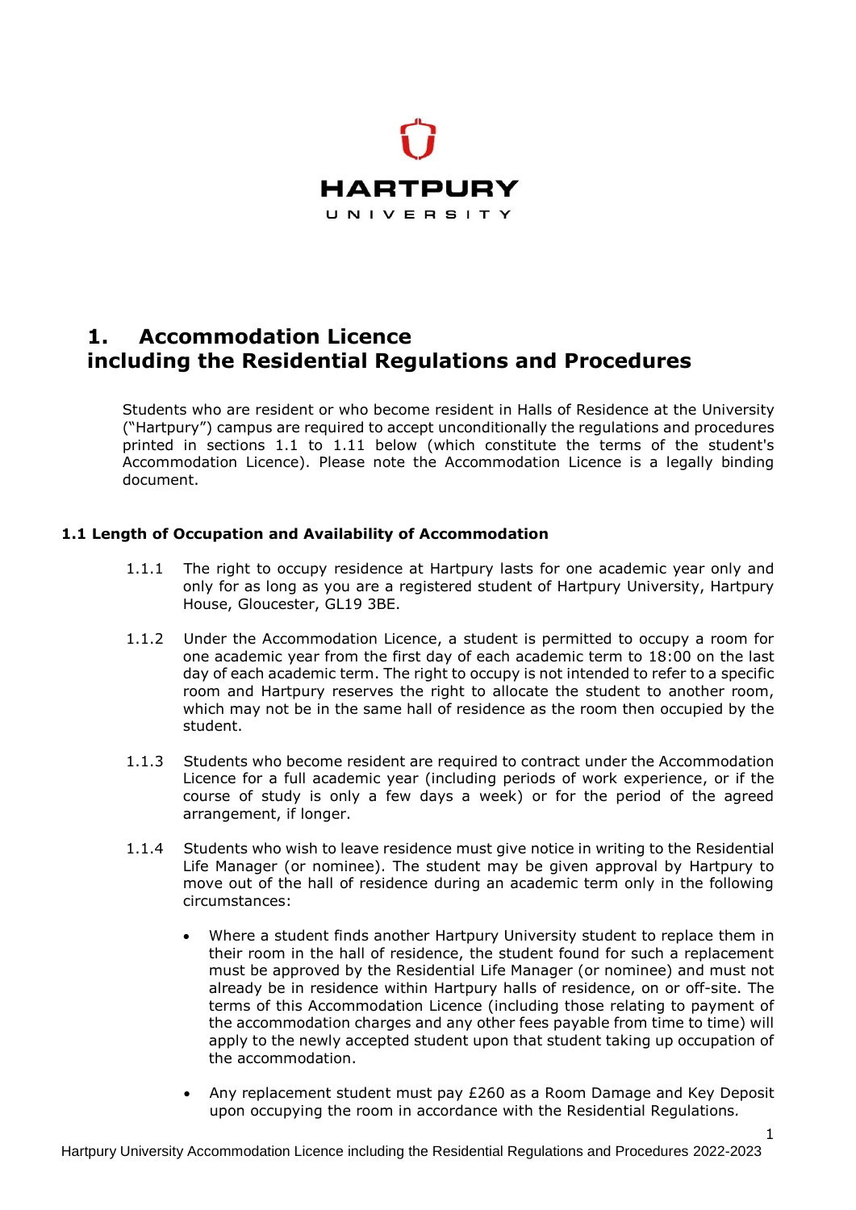HARTPURY

UNIVERSITY

# 1. Accommodation Licence including the Residential Regulations and Procedures

Students who are resident or who become resident in Halls of Residence at the University ("Hartpury") campus are required to accept unconditionally the regulations and procedures printed in sections 1.1 to 1.11 below (which constitute the terms of the student's Accommodation Licence). Please note the Accommodation Licence is a legally binding document.

## 1.1 Length of Occupation and Availability of Accommodation

1.1.1 The right to occupy residence at Hartpury lasts for one academic year only and only for as long as you are a registered student of Hartpury University, Hartpury House, Gloucester, GL19 3BE.

1.1.2 Under the Accommodation Licence, a student is permitted to occupy a room for one academic year from the first day of each academic term to 18:00 on the last day of each academic term. The right to occupy is not intended to refer to a specific room and Hartpury reserves the right to allocate the student to another room, which may not be in the same hall of residence as the room then occupied by the student.

1.1.3 Students who become resident are required to contract under the Accommodation Licence for a full academic year (including periods of work experience, or if the course of study is only a few days a week) or for the period of the agreed arrangement, if longer.

1.1.4 Students who wish to leave residence must give notice in writing to the Residential Life Manager (or nominee). The student may be given approval by Hartpury to move out of the hall of residence during an academic term only in the following circumstances:

- Where a student finds another Hartpury University student to replace them in their room in the hall of residence, the student found for such a replacement must be approved by the Residential Life Manager (or nominee) and must not already be in residence within Hartpury halls of residence, on or off-site. The terms of this Accommodation Licence (including those relating to payment of the accommodation charges and any other fees payable from time to time) will apply to the newly accepted student upon that student taking up occupation of the accommodation.

- Any replacement student must pay £260 as a Room Damage and Key Deposit upon occupying the room in accordance with the Residential Regulations.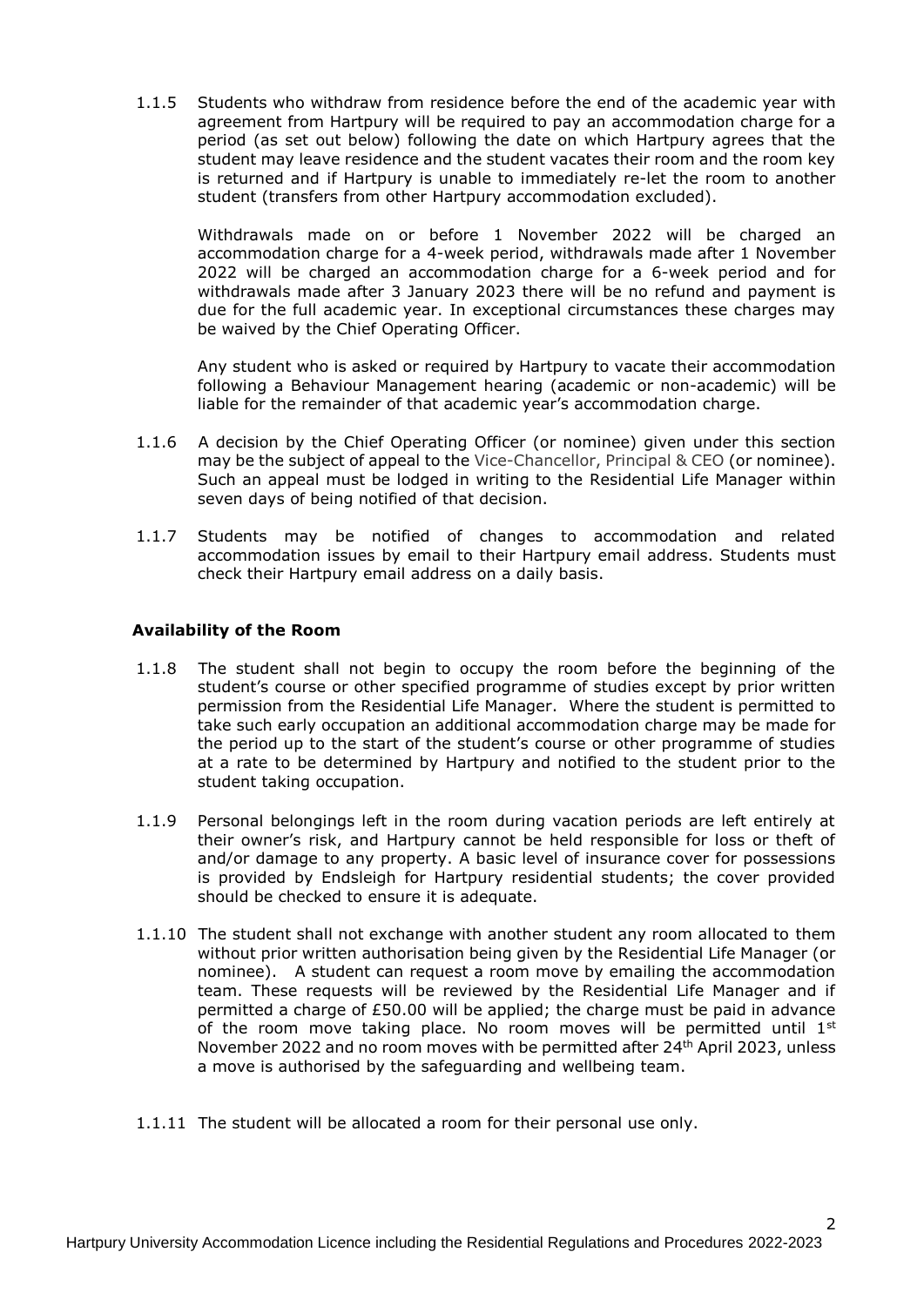1.1.5 Students who withdraw from residence before the end of the academic year with agreement from Hartpury will be required to pay an accommodation charge for a period (as set out below) following the date on which Hartpury agrees that the student may leave residence and the student vacates their room and the room key is returned and if Hartpury is unable to immediately re-let the room to another student (transfers from other Hartpury accommodation excluded).

Withdrawals made on or before 1 November 2022 will be charged an accommodation charge for a 4-week period, withdrawals made after 1 November 2022 will be charged an accommodation charge for a 6-week period and for withdrawals made after 3 January 2023 there will be no refund and payment is due for the full academic year. In exceptional circumstances these charges may be waived by the Chief Operating Officer.

Any student who is asked or required by Hartpury to vacate their accommodation following a Behaviour Management hearing (academic or non-academic) will be liable for the remainder of that academic year's accommodation charge.

1.1.6 A decision by the Chief Operating Officer (or nominee) given under this section may be the subject of appeal to the Vice-Chancellor, Principal & CEO (or nominee). Such an appeal must be lodged in writing to the Residential Life Manager within seven days of being notified of that decision.

1.1.7 Students may be notified of changes to accommodation and related accommodation issues by email to their Hartpury email address. Students must check their Hartpury email address on a daily basis.

### Availability of the Room

1.1.8 The student shall not begin to occupy the room before the beginning of the student's course or other specified programme of studies except by prior written permission from the Residential Life Manager. Where the student is permitted to take such early occupation an additional accommodation charge may be made for the period up to the start of the student's course or other programme of studies at a rate to be determined by Hartpury and notified to the student prior to the student taking occupation.

1.1.9 Personal belongings left in the room during vacation periods are left entirely at their owner's risk, and Hartpury cannot be held responsible for loss or theft of and/or damage to any property. A basic level of insurance cover for possessions is provided by Endsleigh for Hartpury residential students; the cover provided should be checked to ensure it is adequate.

1.1.10 The student shall not exchange with another student any room allocated to them without prior written authorisation being given by the Residential Life Manager (or nominee). A student can request a room move by emailing the accommodation team. These requests will be reviewed by the Residential Life Manager and if permitted a charge of £50.00 will be applied; the charge must be paid in advance of the room move taking place. No room moves will be permitted until 1st November 2022 and no room moves with be permitted after 24th April 2023, unless a move is authorised by the safeguarding and wellbeing team.

1.1.11 The student will be allocated a room for their personal use only.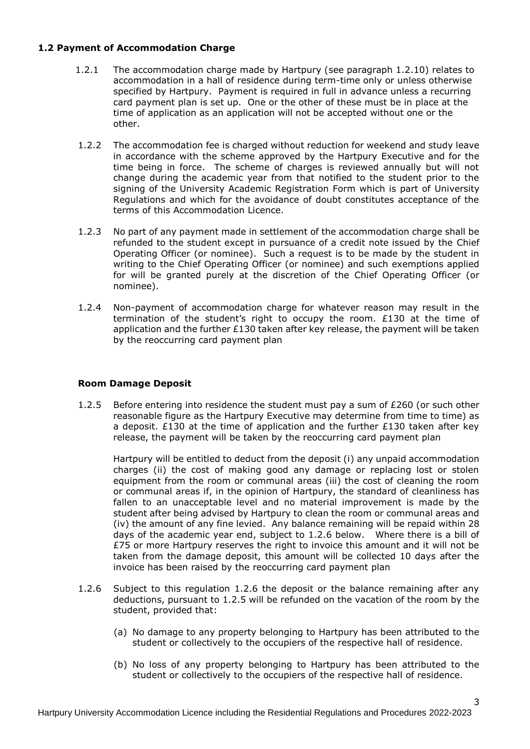### 1.2 Payment of Accommodation Charge

1.2.1 The accommodation charge made by Hartpury (see paragraph 1.2.10) relates to accommodation in a hall of residence during term-time only or unless otherwise specified by Hartpury. Payment is required in full in advance unless a recurring card payment plan is set up. One or the other of these must be in place at the time of application as an application will not be accepted without one or the other.

1.2.2 The accommodation fee is charged without reduction for weekend and study leave in accordance with the scheme approved by the Hartpury Executive and for the time being in force. The scheme of charges is reviewed annually but will not change during the academic year from that notified to the student prior to the signing of the University Academic Registration Form which is part of University Regulations and which for the avoidance of doubt constitutes acceptance of the terms of this Accommodation Licence.

1.2.3 No part of any payment made in settlement of the accommodation charge shall be refunded to the student except in pursuance of a credit note issued by the Chief Operating Officer (or nominee). Such a request is to be made by the student in writing to the Chief Operating Officer (or nominee) and such exemptions applied for will be granted purely at the discretion of the Chief Operating Officer (or nominee).

1.2.4 Non-payment of accommodation charge for whatever reason may result in the termination of the student's right to occupy the room. £130 at the time of application and the further £130 taken after key release, the payment will be taken by the reoccurring card payment plan

**Room Damage Deposit**

1.2.5 Before entering into residence the student must pay a sum of £260 (or such other reasonable figure as the Hartpury Executive may determine from time to time) as a deposit. £130 at the time of application and the further £130 taken after key release, the payment will be taken by the reoccurring card payment plan

Hartpury will be entitled to deduct from the deposit (i) any unpaid accommodation charges (ii) the cost of making good any damage or replacing lost or stolen equipment from the room or communal areas (iii) the cost of cleaning the room or communal areas if, in the opinion of Hartpury, the standard of cleanliness has fallen to an unacceptable level and no material improvement is made by the student after being advised by Hartpury to clean the room or communal areas and (iv) the amount of any fine levied. Any balance remaining will be repaid within 28 days of the academic year end, subject to 1.2.6 below. Where there is a bill of £75 or more Hartpury reserves the right to invoice this amount and it will not be taken from the damage deposit, this amount will be collected 10 days after the invoice has been raised by the reoccurring card payment plan

1.2.6 Subject to this regulation 1.2.6 the deposit or the balance remaining after any deductions, pursuant to 1.2.5 will be refunded on the vacation of the room by the student, provided that:

(a) No damage to any property belonging to Hartpury has been attributed to the student or collectively to the occupiers of the respective hall of residence.

(b) No loss of any property belonging to Hartpury has been attributed to the student or collectively to the occupiers of the respective hall of residence.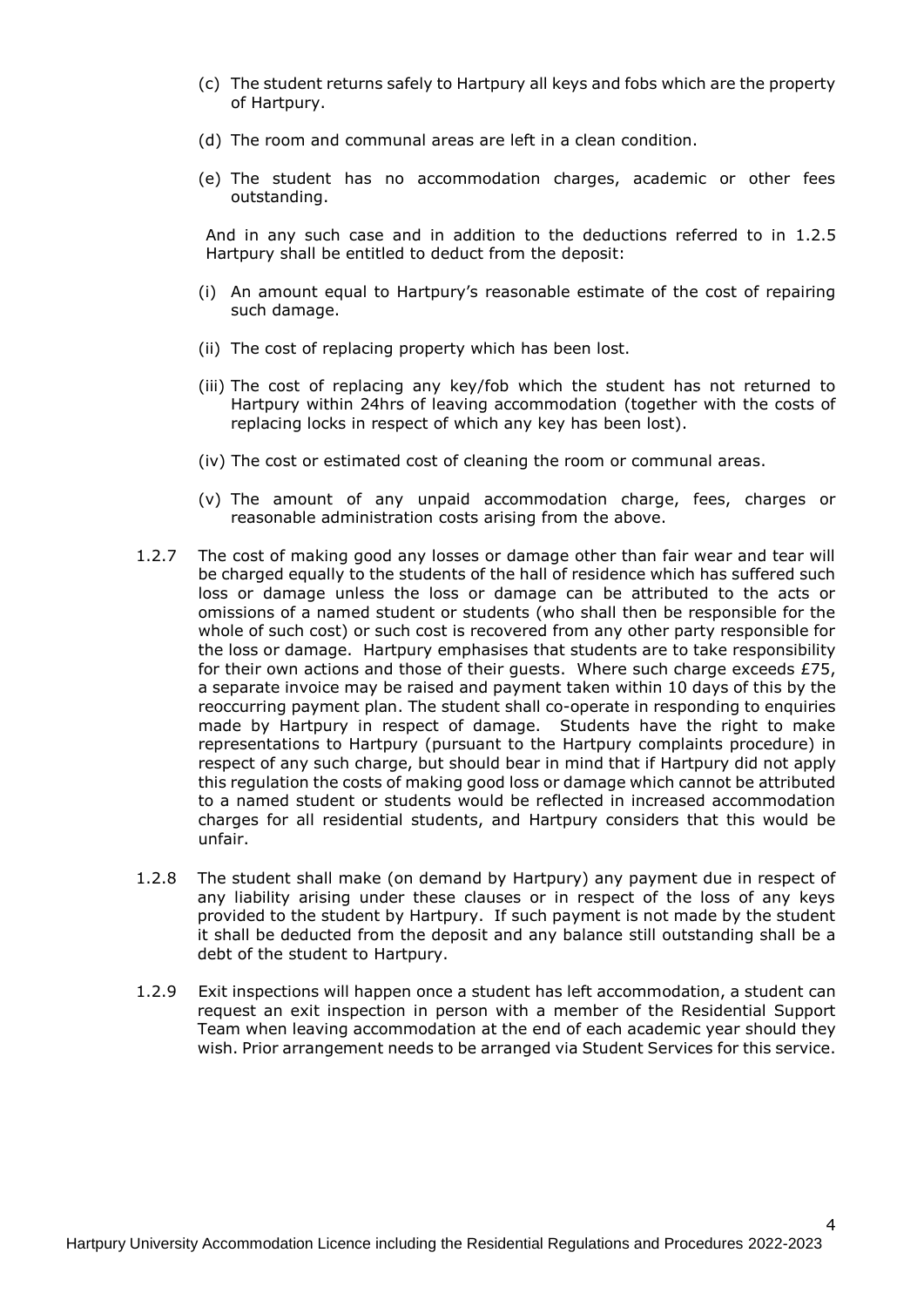(c) The student returns safely to Hartpury all keys and fobs which are the property of Hartpury.

(d) The room and communal areas are left in a clean condition.

(e) The student has no accommodation charges, academic or other fees outstanding.

And in any such case and in addition to the deductions referred to in 1.2.5 Hartpury shall be entitled to deduct from the deposit:

(i) An amount equal to Hartpury's reasonable estimate of the cost of repairing such damage.

(ii) The cost of replacing property which has been lost.

(iii) The cost of replacing any key/fob which the student has not returned to Hartpury within 24hrs of leaving accommodation (together with the costs of replacing locks in respect of which any key has been lost).

(iv) The cost or estimated cost of cleaning the room or communal areas.

(v) The amount of any unpaid accommodation charge, fees, charges or reasonable administration costs arising from the above.

1.2.7 The cost of making good any losses or damage other than fair wear and tear will be charged equally to the students of the hall of residence which has suffered such loss or damage unless the loss or damage can be attributed to the acts or omissions of a named student or students (who shall then be responsible for the whole of such cost) or such cost is recovered from any other party responsible for the loss or damage. Hartpury emphasises that students are to take responsibility for their own actions and those of their guests. Where such charge exceeds £75, a separate invoice may be raised and payment taken within 10 days of this by the reoccurring payment plan. The student shall co-operate in responding to enquiries made by Hartpury in respect of damage. Students have the right to make representations to Hartpury (pursuant to the Hartpury complaints procedure) in respect of any such charge, but should bear in mind that if Hartpury did not apply this regulation the costs of making good loss or damage which cannot be attributed to a named student or students would be reflected in increased accommodation charges for all residential students, and Hartpury considers that this would be unfair.

1.2.8 The student shall make (on demand by Hartpury) any payment due in respect of any liability arising under these clauses or in respect of the loss of any keys provided to the student by Hartpury. If such payment is not made by the student it shall be deducted from the deposit and any balance still outstanding shall be a debt of the student to Hartpury.

1.2.9 Exit inspections will happen once a student has left accommodation, a student can request an exit inspection in person with a member of the Residential Support Team when leaving accommodation at the end of each academic year should they wish. Prior arrangement needs to be arranged via Student Services for this service.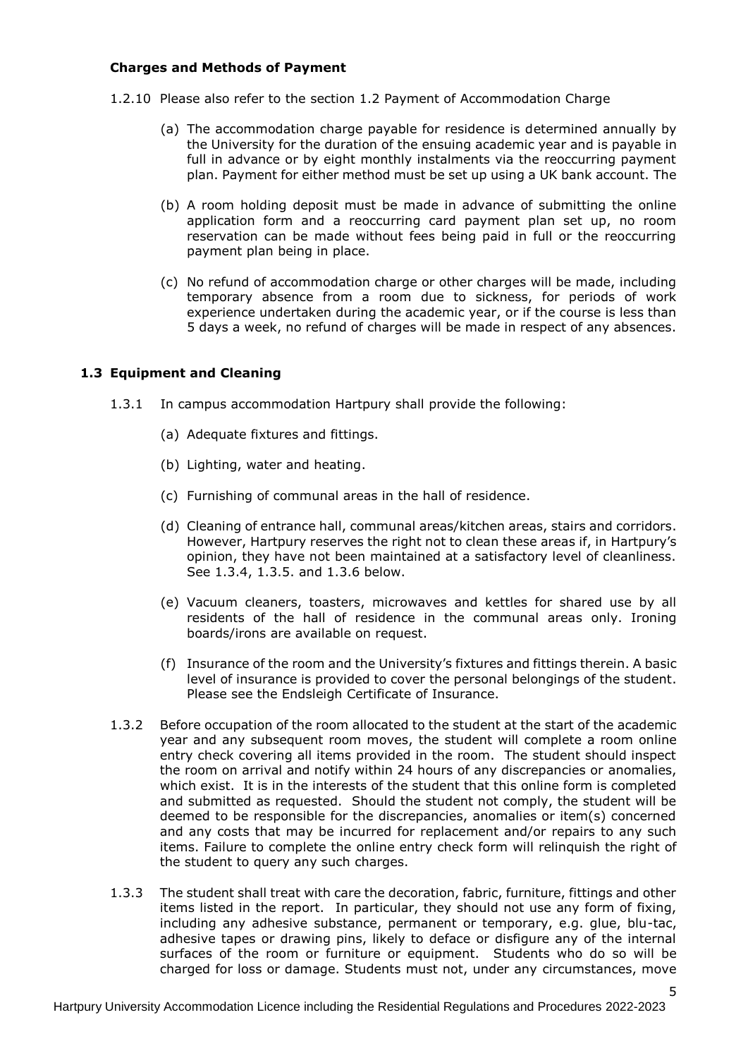**Charges and Methods of Payment**

1.2.10 Please also refer to the section 1.2 Payment of Accommodation Charge

(a) The accommodation charge payable for residence is determined annually by the University for the duration of the ensuing academic year and is payable in full in advance or by eight monthly instalments via the reoccurring payment plan. Payment for either method must be set up using a UK bank account. The

(b) A room holding deposit must be made in advance of submitting the online application form and a reoccurring card payment plan set up, no room reservation can be made without fees being paid in full or the reoccurring payment plan being in place.

(c) No refund of accommodation charge or other charges will be made, including temporary absence from a room due to sickness, for periods of work experience undertaken during the academic year, or if the course is less than 5 days a week, no refund of charges will be made in respect of any absences.

### 1.3 Equipment and Cleaning

1.3.1 In campus accommodation Hartpury shall provide the following:

(a) Adequate fixtures and fittings.

(b) Lighting, water and heating.

(c) Furnishing of communal areas in the hall of residence.

(d) Cleaning of entrance hall, communal areas/kitchen areas, stairs and corridors. However, Hartpury reserves the right not to clean these areas if, in Hartpury's opinion, they have not been maintained at a satisfactory level of cleanliness. See 1.3.4, 1.3.5. and 1.3.6 below.

(e) Vacuum cleaners, toasters, microwaves and kettles for shared use by all residents of the hall of residence in the communal areas only. Ironing boards/irons are available on request.

(f) Insurance of the room and the University's fixtures and fittings therein. A basic level of insurance is provided to cover the personal belongings of the student. Please see the Endsleigh Certificate of Insurance.

1.3.2 Before occupation of the room allocated to the student at the start of the academic year and any subsequent room moves, the student will complete a room online entry check covering all items provided in the room. The student should inspect the room on arrival and notify within 24 hours of any discrepancies or anomalies, which exist. It is in the interests of the student that this online form is completed and submitted as requested. Should the student not comply, the student will be deemed to be responsible for the discrepancies, anomalies or item(s) concerned and any costs that may be incurred for replacement and/or repairs to any such items. Failure to complete the online entry check form will relinquish the right of the student to query any such charges.

1.3.3 The student shall treat with care the decoration, fabric, furniture, fittings and other items listed in the report. In particular, they should not use any form of fixing, including any adhesive substance, permanent or temporary, e.g. glue, blu-tac, adhesive tapes or drawing pins, likely to deface or disfigure any of the internal surfaces of the room or furniture or equipment. Students who do so will be charged for loss or damage. Students must not, under any circumstances, move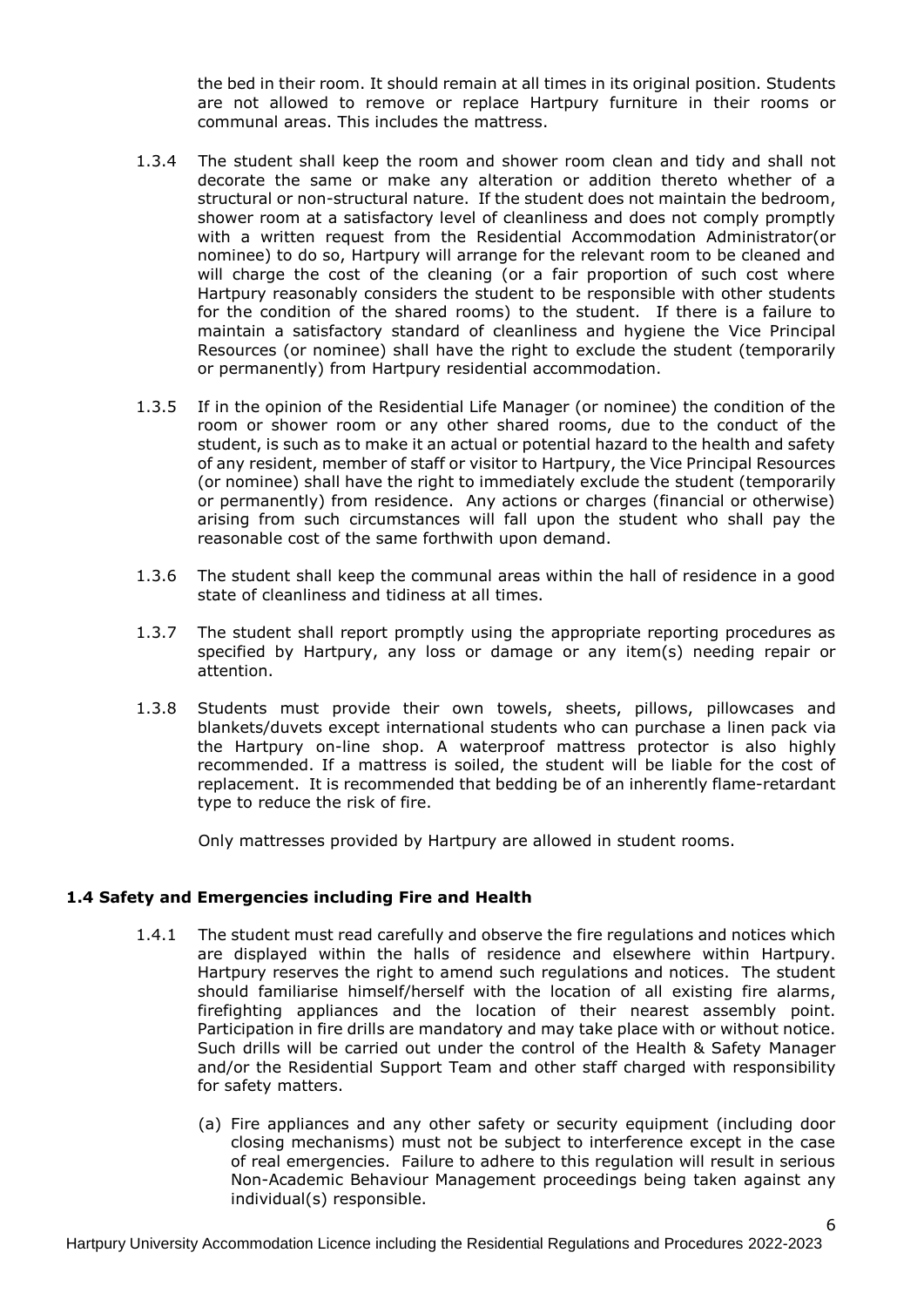the bed in their room. It should remain at all times in its original position. Students are not allowed to remove or replace Hartpury furniture in their rooms or communal areas. This includes the mattress.

1.3.4 The student shall keep the room and shower room clean and tidy and shall not decorate the same or make any alteration or addition thereto whether of a structural or non-structural nature. If the student does not maintain the bedroom, shower room at a satisfactory level of cleanliness and does not comply promptly with a written request from the Residential Accommodation Administrator(or nominee) to do so, Hartpury will arrange for the relevant room to be cleaned and will charge the cost of the cleaning (or a fair proportion of such cost where Hartpury reasonably considers the student to be responsible with other students for the condition of the shared rooms) to the student. If there is a failure to maintain a satisfactory standard of cleanliness and hygiene the Vice Principal Resources (or nominee) shall have the right to exclude the student (temporarily or permanently) from Hartpury residential accommodation.

1.3.5 If in the opinion of the Residential Life Manager (or nominee) the condition of the room or shower room or any other shared rooms, due to the conduct of the student, is such as to make it an actual or potential hazard to the health and safety of any resident, member of staff or visitor to Hartpury, the Vice Principal Resources (or nominee) shall have the right to immediately exclude the student (temporarily or permanently) from residence. Any actions or charges (financial or otherwise) arising from such circumstances will fall upon the student who shall pay the reasonable cost of the same forthwith upon demand.

1.3.6 The student shall keep the communal areas within the hall of residence in a good state of cleanliness and tidiness at all times.

1.3.7 The student shall report promptly using the appropriate reporting procedures as specified by Hartpury, any loss or damage or any item(s) needing repair or attention.

1.3.8 Students must provide their own towels, sheets, pillows, pillowcases and blankets/duvets except international students who can purchase a linen pack via the Hartpury on-line shop. A waterproof mattress protector is also highly recommended. If a mattress is soiled, the student will be liable for the cost of replacement. It is recommended that bedding be of an inherently flame-retardant type to reduce the risk of fire.

Only mattresses provided by Hartpury are allowed in student rooms.

### 1.4 Safety and Emergencies including Fire and Health

1.4.1 The student must read carefully and observe the fire regulations and notices which are displayed within the halls of residence and elsewhere within Hartpury. Hartpury reserves the right to amend such regulations and notices. The student should familiarise himself/herself with the location of all existing fire alarms, firefighting appliances and the location of their nearest assembly point. Participation in fire drills are mandatory and may take place with or without notice. Such drills will be carried out under the control of the Health & Safety Manager and/or the Residential Support Team and other staff charged with responsibility for safety matters.

(a) Fire appliances and any other safety or security equipment (including door closing mechanisms) must not be subject to interference except in the case of real emergencies. Failure to adhere to this regulation will result in serious Non-Academic Behaviour Management proceedings being taken against any individual(s) responsible.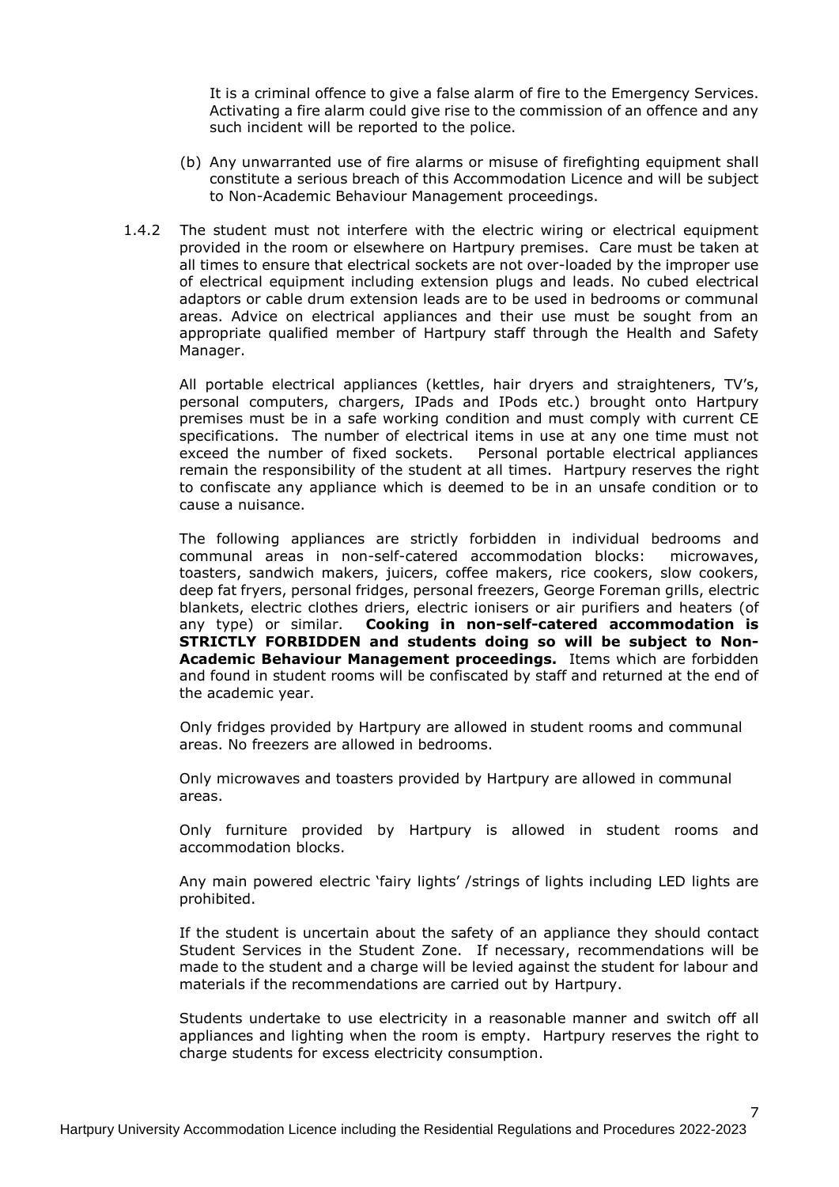It is a criminal offence to give a false alarm of fire to the Emergency Services. Activating a fire alarm could give rise to the commission of an offence and any such incident will be reported to the police.

(b) Any unwarranted use of fire alarms or misuse of firefighting equipment shall constitute a serious breach of this Accommodation Licence and will be subject to Non-Academic Behaviour Management proceedings.

1.4.2 The student must not interfere with the electric wiring or electrical equipment provided in the room or elsewhere on Hartpury premises. Care must be taken at all times to ensure that electrical sockets are not over-loaded by the improper use of electrical equipment including extension plugs and leads. No cubed electrical adaptors or cable drum extension leads are to be used in bedrooms or communal areas. Advice on electrical appliances and their use must be sought from an appropriate qualified member of Hartpury staff through the Health and Safety Manager.

All portable electrical appliances (kettles, hair dryers and straighteners, TV's, personal computers, chargers, IPads and IPods etc.) brought onto Hartpury premises must be in a safe working condition and must comply with current CE specifications. The number of electrical items in use at any one time must not exceed the number of fixed sockets. Personal portable electrical appliances remain the responsibility of the student at all times. Hartpury reserves the right to confiscate any appliance which is deemed to be in an unsafe condition or to cause a nuisance.

The following appliances are strictly forbidden in individual bedrooms and communal areas in non-self-catered accommodation blocks: microwaves, toasters, sandwich makers, juicers, coffee makers, rice cookers, slow cookers, deep fat fryers, personal fridges, personal freezers, George Foreman grills, electric blankets, electric clothes driers, electric ionisers or air purifiers and heaters (of any type) or similar. **Cooking in non-self-catered accommodation is STRICTLY FORBIDDEN and students doing so will be subject to Non-Academic Behaviour Management proceedings.** Items which are forbidden and found in student rooms will be confiscated by staff and returned at the end of the academic year.

Only fridges provided by Hartpury are allowed in student rooms and communal areas. No freezers are allowed in bedrooms.

Only microwaves and toasters provided by Hartpury are allowed in communal areas.

Only furniture provided by Hartpury is allowed in student rooms and accommodation blocks.

Any main powered electric 'fairy lights' /strings of lights including LED lights are prohibited.

If the student is uncertain about the safety of an appliance they should contact Student Services in the Student Zone. If necessary, recommendations will be made to the student and a charge will be levied against the student for labour and materials if the recommendations are carried out by Hartpury.

Students undertake to use electricity in a reasonable manner and switch off all appliances and lighting when the room is empty. Hartpury reserves the right to charge students for excess electricity consumption.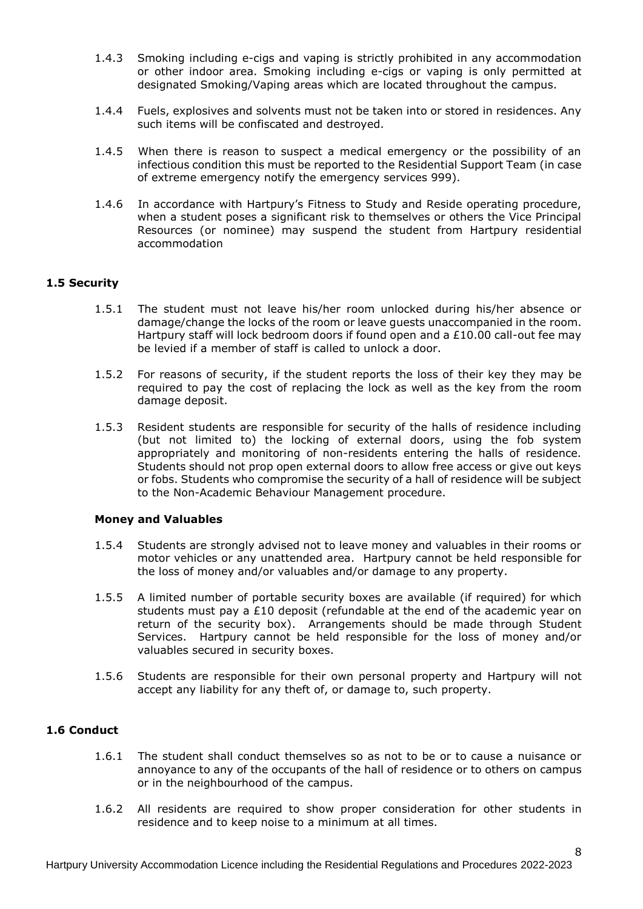1.4.3 Smoking including e-cigs and vaping is strictly prohibited in any accommodation or other indoor area. Smoking including e-cigs or vaping is only permitted at designated Smoking/Vaping areas which are located throughout the campus.

1.4.4 Fuels, explosives and solvents must not be taken into or stored in residences. Any such items will be confiscated and destroyed.

1.4.5 When there is reason to suspect a medical emergency or the possibility of an infectious condition this must be reported to the Residential Support Team (in case of extreme emergency notify the emergency services 999).

1.4.6 In accordance with Hartpury's Fitness to Study and Reside operating procedure, when a student poses a significant risk to themselves or others the Vice Principal Resources (or nominee) may suspend the student from Hartpury residential accommodation

### 1.5 Security

1.5.1 The student must not leave his/her room unlocked during his/her absence or damage/change the locks of the room or leave guests unaccompanied in the room. Hartpury staff will lock bedroom doors if found open and a £10.00 call-out fee may be levied if a member of staff is called to unlock a door.

1.5.2 For reasons of security, if the student reports the loss of their key they may be required to pay the cost of replacing the lock as well as the key from the room damage deposit.

1.5.3 Resident students are responsible for security of the halls of residence including (but not limited to) the locking of external doors, using the fob system appropriately and monitoring of non-residents entering the halls of residence. Students should not prop open external doors to allow free access or give out keys or fobs. Students who compromise the security of a hall of residence will be subject to the Non-Academic Behaviour Management procedure.

**Money and Valuables**

1.5.4 Students are strongly advised not to leave money and valuables in their rooms or motor vehicles or any unattended area. Hartpury cannot be held responsible for the loss of money and/or valuables and/or damage to any property.

1.5.5 A limited number of portable security boxes are available (if required) for which students must pay a £10 deposit (refundable at the end of the academic year on return of the security box). Arrangements should be made through Student Services. Hartpury cannot be held responsible for the loss of money and/or valuables secured in security boxes.

1.5.6 Students are responsible for their own personal property and Hartpury will not accept any liability for any theft of, or damage to, such property.

### 1.6 Conduct

1.6.1 The student shall conduct themselves so as not to be or to cause a nuisance or annoyance to any of the occupants of the hall of residence or to others on campus or in the neighbourhood of the campus.

1.6.2 All residents are required to show proper consideration for other students in residence and to keep noise to a minimum at all times.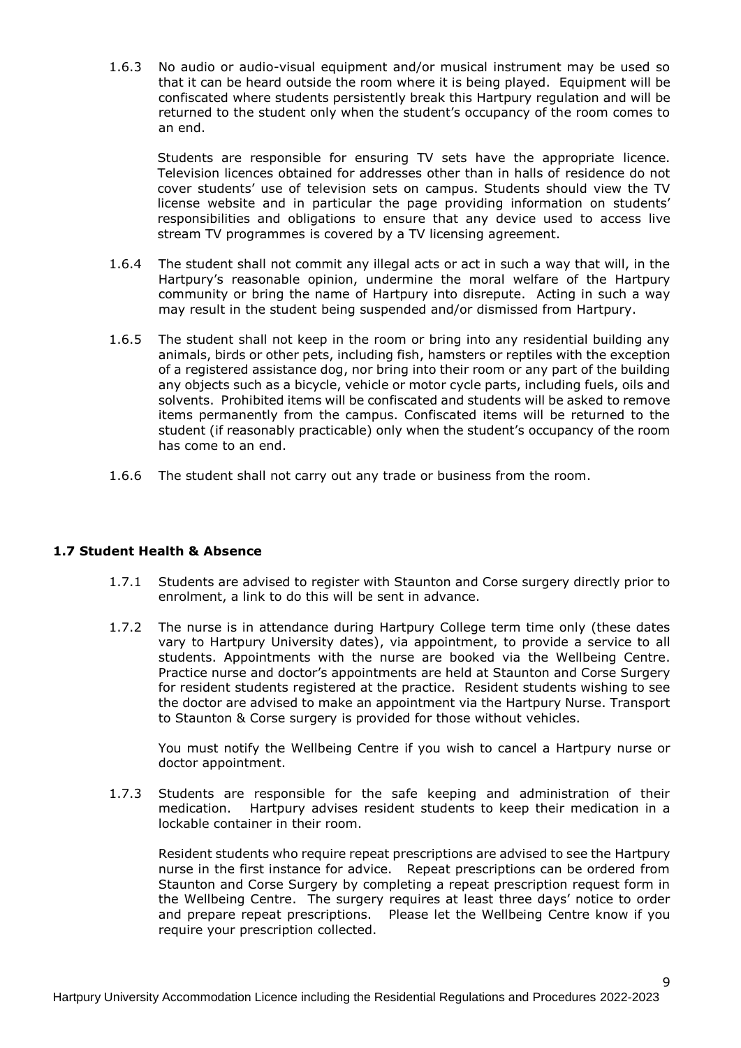1.6.3 No audio or audio-visual equipment and/or musical instrument may be used so that it can be heard outside the room where it is being played. Equipment will be confiscated where students persistently break this Hartpury regulation and will be returned to the student only when the student's occupancy of the room comes to an end.

Students are responsible for ensuring TV sets have the appropriate licence. Television licences obtained for addresses other than in halls of residence do not cover students' use of television sets on campus. Students should view the TV license website and in particular the page providing information on students' responsibilities and obligations to ensure that any device used to access live stream TV programmes is covered by a TV licensing agreement.

1.6.4 The student shall not commit any illegal acts or act in such a way that will, in the Hartpury's reasonable opinion, undermine the moral welfare of the Hartpury community or bring the name of Hartpury into disrepute. Acting in such a way may result in the student being suspended and/or dismissed from Hartpury.

1.6.5 The student shall not keep in the room or bring into any residential building any animals, birds or other pets, including fish, hamsters or reptiles with the exception of a registered assistance dog, nor bring into their room or any part of the building any objects such as a bicycle, vehicle or motor cycle parts, including fuels, oils and solvents. Prohibited items will be confiscated and students will be asked to remove items permanently from the campus. Confiscated items will be returned to the student (if reasonably practicable) only when the student's occupancy of the room has come to an end.

1.6.6 The student shall not carry out any trade or business from the room.

### 1.7 Student Health & Absence

1.7.1 Students are advised to register with Staunton and Corse surgery directly prior to enrolment, a link to do this will be sent in advance.

1.7.2 The nurse is in attendance during Hartpury College term time only (these dates vary to Hartpury University dates), via appointment, to provide a service to all students. Appointments with the nurse are booked via the Wellbeing Centre. Practice nurse and doctor's appointments are held at Staunton and Corse Surgery for resident students registered at the practice. Resident students wishing to see the doctor are advised to make an appointment via the Hartpury Nurse. Transport to Staunton & Corse surgery is provided for those without vehicles.

You must notify the Wellbeing Centre if you wish to cancel a Hartpury nurse or doctor appointment.

1.7.3 Students are responsible for the safe keeping and administration of their medication. Hartpury advises resident students to keep their medication in a lockable container in their room.

Resident students who require repeat prescriptions are advised to see the Hartpury nurse in the first instance for advice. Repeat prescriptions can be ordered from Staunton and Corse Surgery by completing a repeat prescription request form in the Wellbeing Centre. The surgery requires at least three days' notice to order and prepare repeat prescriptions. Please let the Wellbeing Centre know if you require your prescription collected.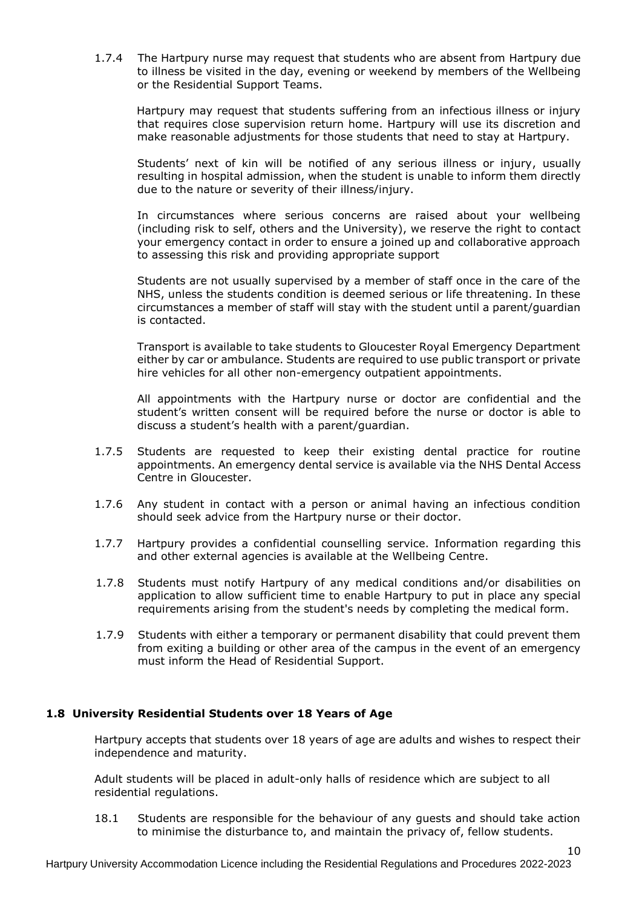1.7.4 The Hartpury nurse may request that students who are absent from Hartpury due to illness be visited in the day, evening or weekend by members of the Wellbeing or the Residential Support Teams.

Hartpury may request that students suffering from an infectious illness or injury that requires close supervision return home. Hartpury will use its discretion and make reasonable adjustments for those students that need to stay at Hartpury.

Students' next of kin will be notified of any serious illness or injury, usually resulting in hospital admission, when the student is unable to inform them directly due to the nature or severity of their illness/injury.

In circumstances where serious concerns are raised about your wellbeing (including risk to self, others and the University), we reserve the right to contact your emergency contact in order to ensure a joined up and collaborative approach to assessing this risk and providing appropriate support

Students are not usually supervised by a member of staff once in the care of the NHS, unless the students condition is deemed serious or life threatening. In these circumstances a member of staff will stay with the student until a parent/guardian is contacted.

Transport is available to take students to Gloucester Royal Emergency Department either by car or ambulance. Students are required to use public transport or private hire vehicles for all other non-emergency outpatient appointments.

All appointments with the Hartpury nurse or doctor are confidential and the student's written consent will be required before the nurse or doctor is able to discuss a student's health with a parent/guardian.

1.7.5 Students are requested to keep their existing dental practice for routine appointments. An emergency dental service is available via the NHS Dental Access Centre in Gloucester.

1.7.6 Any student in contact with a person or animal having an infectious condition should seek advice from the Hartpury nurse or their doctor.

1.7.7 Hartpury provides a confidential counselling service. Information regarding this and other external agencies is available at the Wellbeing Centre.

1.7.8 Students must notify Hartpury of any medical conditions and/or disabilities on application to allow sufficient time to enable Hartpury to put in place any special requirements arising from the student's needs by completing the medical form.

1.7.9 Students with either a temporary or permanent disability that could prevent them from exiting a building or other area of the campus in the event of an emergency must inform the Head of Residential Support.

### 1.8 University Residential Students over 18 Years of Age

Hartpury accepts that students over 18 years of age are adults and wishes to respect their independence and maturity.

Adult students will be placed in adult-only halls of residence which are subject to all residential regulations.

18.1 Students are responsible for the behaviour of any guests and should take action to minimise the disturbance to, and maintain the privacy of, fellow students.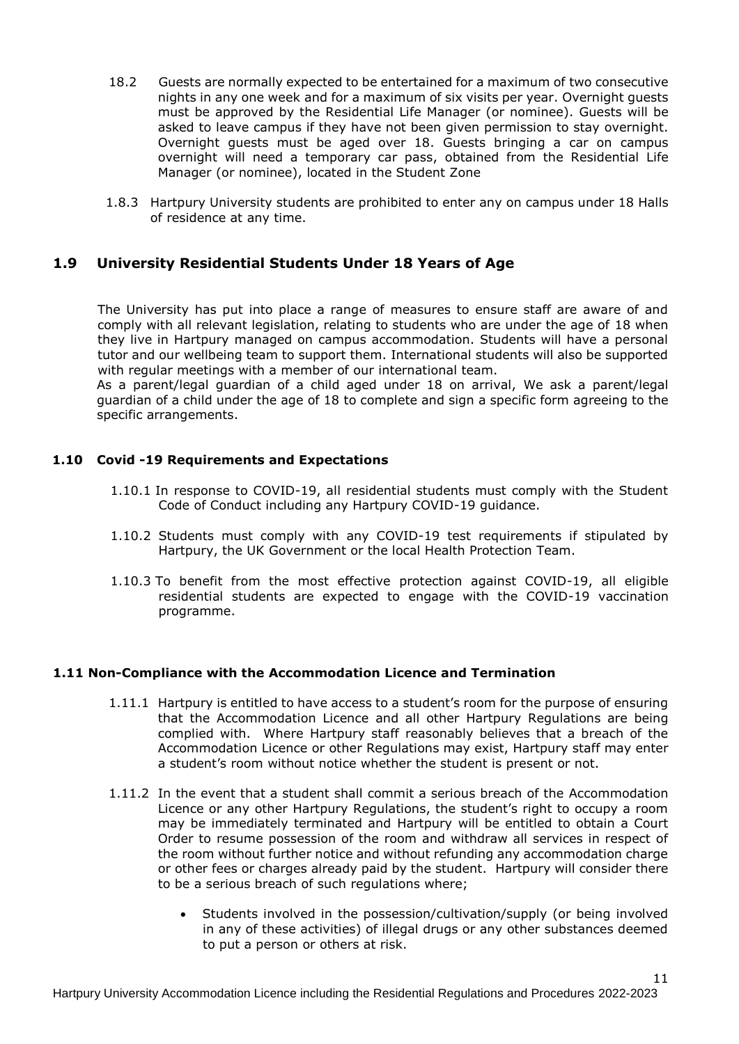18.2 Guests are normally expected to be entertained for a maximum of two consecutive nights in any one week and for a maximum of six visits per year. Overnight guests must be approved by the Residential Life Manager (or nominee). Guests will be asked to leave campus if they have not been given permission to stay overnight. Overnight guests must be aged over 18. Guests bringing a car on campus overnight will need a temporary car pass, obtained from the Residential Life Manager (or nominee), located in the Student Zone

1.8.3 Hartpury University students are prohibited to enter any on campus under 18 Halls of residence at any time.

## 1.9 University Residential Students Under 18 Years of Age

The University has put into place a range of measures to ensure staff are aware of and comply with all relevant legislation, relating to students who are under the age of 18 when they live in Hartpury managed on campus accommodation. Students will have a personal tutor and our wellbeing team to support them. International students will also be supported with regular meetings with a member of our international team.

As a parent/legal guardian of a child aged under 18 on arrival, We ask a parent/legal guardian of a child under the age of 18 to complete and sign a specific form agreeing to the specific arrangements.

### 1.10 Covid -19 Requirements and Expectations

1.10.1 In response to COVID-19, all residential students must comply with the Student Code of Conduct including any Hartpury COVID-19 guidance.

1.10.2 Students must comply with any COVID-19 test requirements if stipulated by Hartpury, the UK Government or the local Health Protection Team.

1.10.3 To benefit from the most effective protection against COVID-19, all eligible residential students are expected to engage with the COVID-19 vaccination programme.

### 1.11 Non-Compliance with the Accommodation Licence and Termination

1.11.1 Hartpury is entitled to have access to a student's room for the purpose of ensuring that the Accommodation Licence and all other Hartpury Regulations are being complied with. Where Hartpury staff reasonably believes that a breach of the Accommodation Licence or other Regulations may exist, Hartpury staff may enter a student's room without notice whether the student is present or not.

1.11.2 In the event that a student shall commit a serious breach of the Accommodation Licence or any other Hartpury Regulations, the student's right to occupy a room may be immediately terminated and Hartpury will be entitled to obtain a Court Order to resume possession of the room and withdraw all services in respect of the room without further notice and without refunding any accommodation charge or other fees or charges already paid by the student. Hartpury will consider there to be a serious breach of such regulations where;

- Students involved in the possession/cultivation/supply (or being involved in any of these activities) of illegal drugs or any other substances deemed to put a person or others at risk.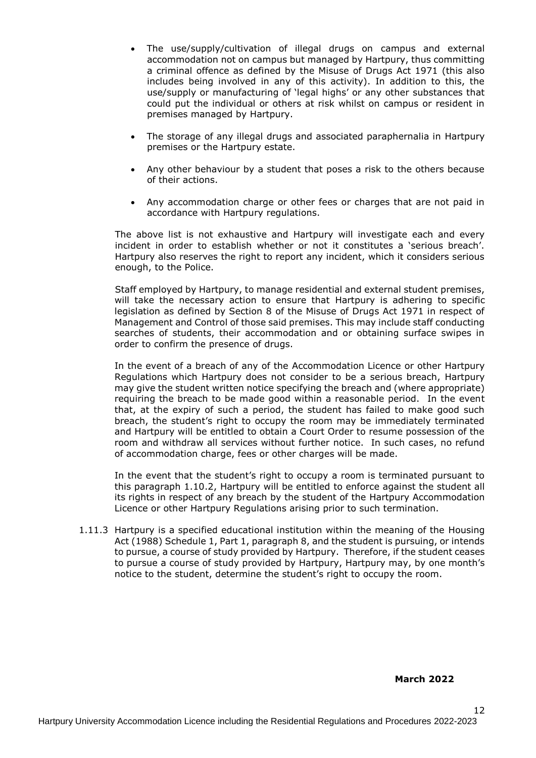- The use/supply/cultivation of illegal drugs on campus and external accommodation not on campus but managed by Hartpury, thus committing a criminal offence as defined by the Misuse of Drugs Act 1971 (this also includes being involved in any of this activity). In addition to this, the use/supply or manufacturing of 'legal highs' or any other substances that could put the individual or others at risk whilst on campus or resident in premises managed by Hartpury.

- The storage of any illegal drugs and associated paraphernalia in Hartpury premises or the Hartpury estate.

- Any other behaviour by a student that poses a risk to the others because of their actions.

- Any accommodation charge or other fees or charges that are not paid in accordance with Hartpury regulations.

The above list is not exhaustive and Hartpury will investigate each and every incident in order to establish whether or not it constitutes a 'serious breach'. Hartpury also reserves the right to report any incident, which it considers serious enough, to the Police.

Staff employed by Hartpury, to manage residential and external student premises, will take the necessary action to ensure that Hartpury is adhering to specific legislation as defined by Section 8 of the Misuse of Drugs Act 1971 in respect of Management and Control of those said premises. This may include staff conducting searches of students, their accommodation and or obtaining surface swipes in order to confirm the presence of drugs.

In the event of a breach of any of the Accommodation Licence or other Hartpury Regulations which Hartpury does not consider to be a serious breach, Hartpury may give the student written notice specifying the breach and (where appropriate) requiring the breach to be made good within a reasonable period. In the event that, at the expiry of such a period, the student has failed to make good such breach, the student's right to occupy the room may be immediately terminated and Hartpury will be entitled to obtain a Court Order to resume possession of the room and withdraw all services without further notice. In such cases, no refund of accommodation charge, fees or other charges will be made.

In the event that the student's right to occupy a room is terminated pursuant to this paragraph 1.10.2, Hartpury will be entitled to enforce against the student all its rights in respect of any breach by the student of the Hartpury Accommodation Licence or other Hartpury Regulations arising prior to such termination.

1.11.3 Hartpury is a specified educational institution within the meaning of the Housing Act (1988) Schedule 1, Part 1, paragraph 8, and the student is pursuing, or intends to pursue, a course of study provided by Hartpury. Therefore, if the student ceases to pursue a course of study provided by Hartpury, Hartpury may, by one month's notice to the student, determine the student's right to occupy the room.

**March 2022**